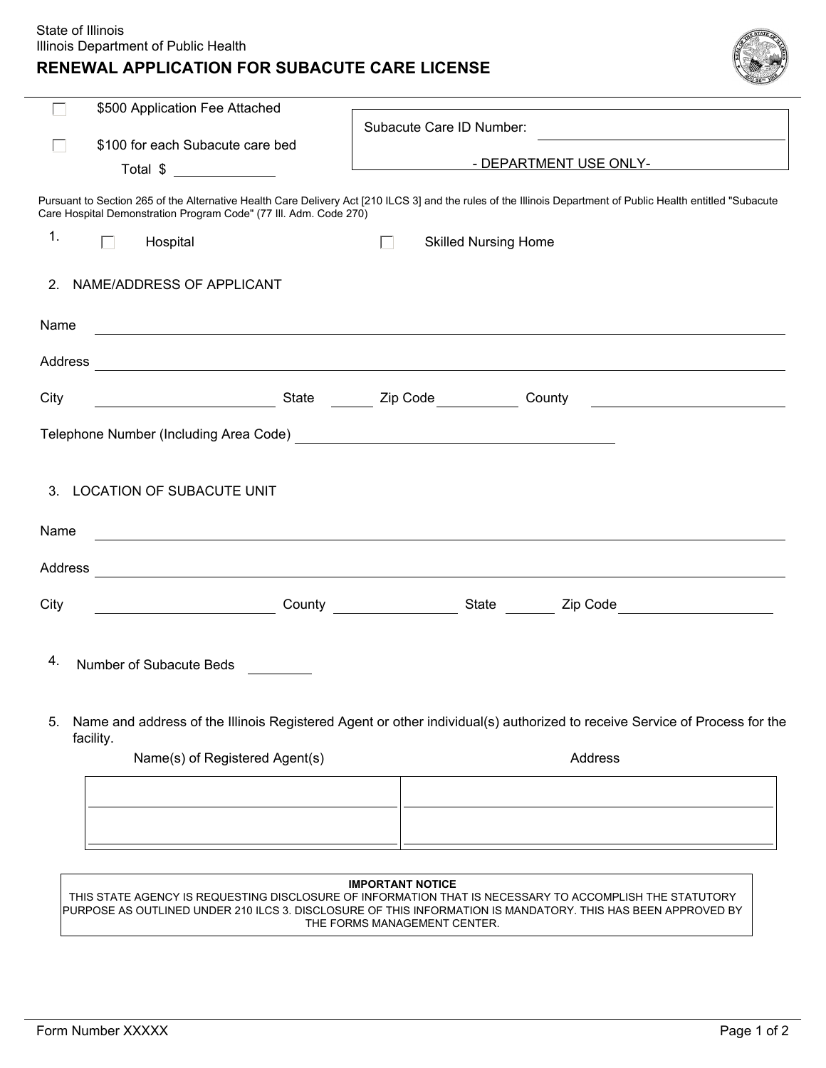State of Illinois
Illinois Department of Public Health

# RENEWAL APPLICATION FOR SUBACUTE CARE LICENSE

☐ $500 Application Fee Attached

☐ $100 for each Subacute care bed

Total $ ____________

Subacute Care ID Number: ____________________

- DEPARTMENT USE ONLY-

Pursuant to Section 265 of the Alternative Health Care Delivery Act [210 ILCS 3] and the rules of the Illinois Department of Public Health entitled "Subacute Care Hospital Demonstration Program Code" (77 Ill. Adm. Code 270)

1. ☐ Hospital ☐ Skilled Nursing Home

2. NAME/ADDRESS OF APPLICANT

Name ____________________

Address ____________________

City ____________ State ______ Zip Code ______ County ____________

Telephone Number (Including Area Code) ____________________

3. LOCATION OF SUBACUTE UNIT

Name ____________________

Address ____________________

City ____________ County ____________ State ______ Zip Code ______

4. Number of Subacute Beds ________

5. Name and address of the Illinois Registered Agent or other individual(s) authorized to receive Service of Process for the facility.

| Name(s) of Registered Agent(s) | Address |
|---|---|
| | |
| | |

**IMPORTANT NOTICE**

THIS STATE AGENCY IS REQUESTING DISCLOSURE OF INFORMATION THAT IS NECESSARY TO ACCOMPLISH THE STATUTORY PURPOSE AS OUTLINED UNDER 210 ILCS 3. DISCLOSURE OF THIS INFORMATION IS MANDATORY. THIS HAS BEEN APPROVED BY THE FORMS MANAGEMENT CENTER.

Form Number XXXXX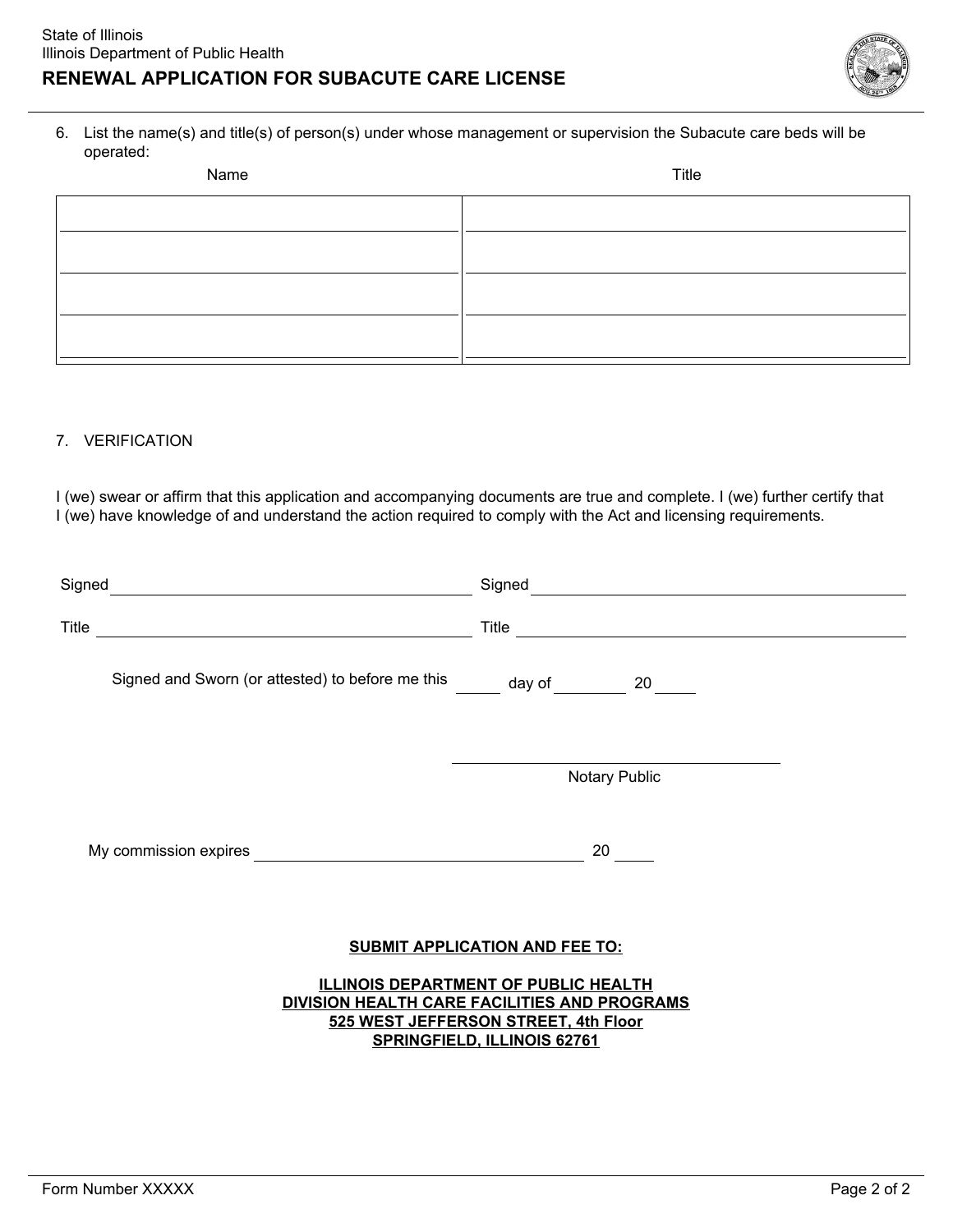6. List the name(s) and title(s) of person(s) under whose management or supervision the Subacute care beds will be operated:

| Name | Title |
| --- | --- |
| | |
| | |
| | |
| | |

7. VERIFICATION

I (we) swear or affirm that this application and accompanying documents are true and complete. I (we) further certify that I (we) have knowledge of and understand the action required to comply with the Act and licensing requirements.

Signed \_\_\_\_\_\_\_\_\_\_\_\_\_\_\_\_\_\_\_\_ Signed \_\_\_\_\_\_\_\_\_\_\_\_\_\_\_\_\_\_\_\_

Title \_\_\_\_\_\_\_\_\_\_\_\_\_\_\_\_\_\_\_\_ Title \_\_\_\_\_\_\_\_\_\_\_\_\_\_\_\_\_\_\_\_

Signed and Sworn (or attested) to before me this \_\_\_\_\_ day of \_\_\_\_\_\_\_\_ 20 \_\_\_\_

\_\_\_\_\_\_\_\_\_\_\_\_\_\_\_\_\_\_\_\_
Notary Public

My commission expires \_\_\_\_\_\_\_\_\_\_\_\_\_\_\_\_\_\_\_\_ 20 \_\_\_\_

**SUBMIT APPLICATION AND FEE TO:**

**ILLINOIS DEPARTMENT OF PUBLIC HEALTH**
**DIVISION HEALTH CARE FACILITIES AND PROGRAMS**
**525 WEST JEFFERSON STREET, 4th Floor**
**SPRINGFIELD, ILLINOIS 62761**